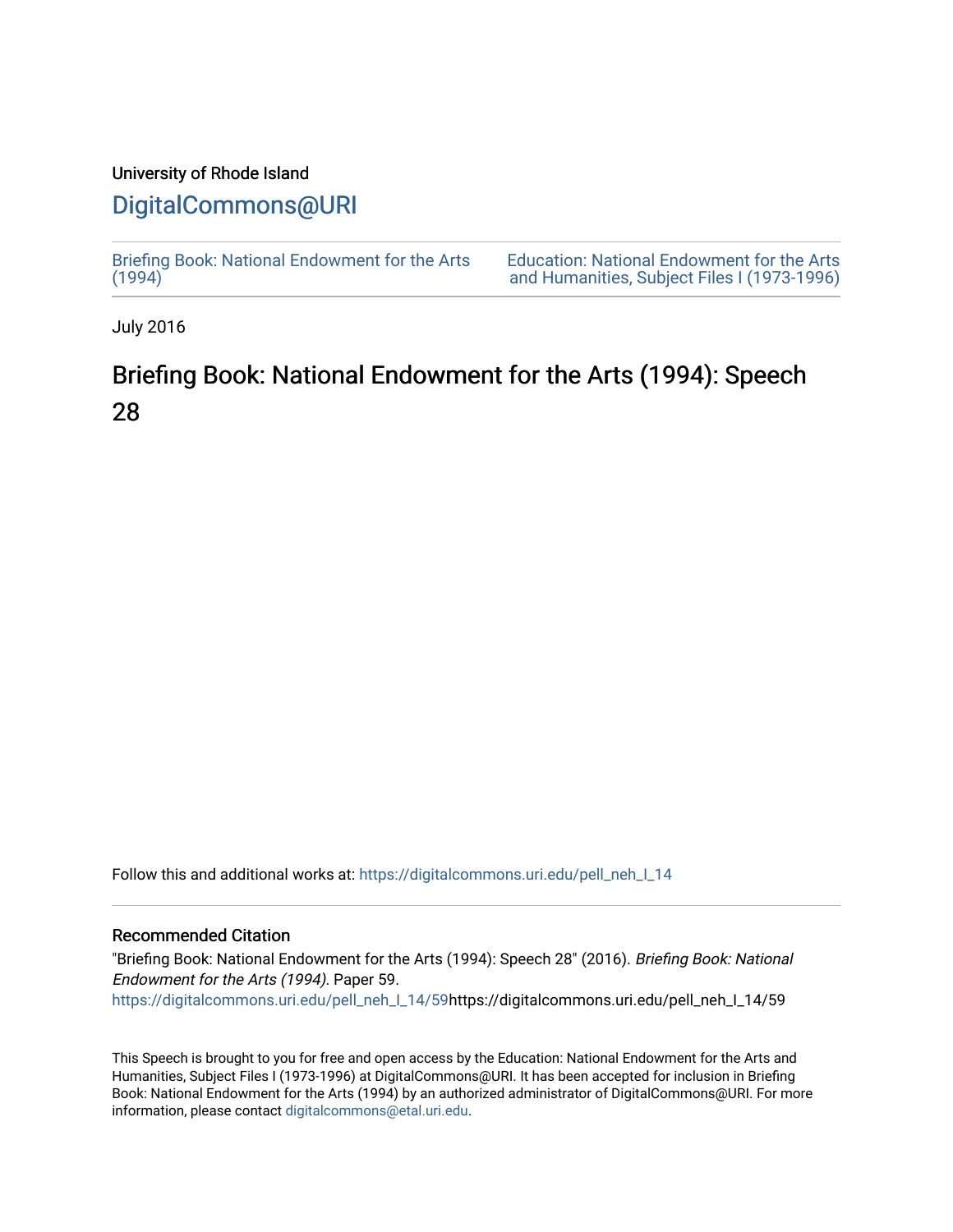University of Rhode Island

# DigitalCommons@URI

Briefing Book: National Endowment for the Arts (1994)

Education: National Endowment for the Arts and Humanities, Subject Files I (1973-1996)

July 2016

# Briefing Book: National Endowment for the Arts (1994): Speech 28

Follow this and additional works at: https://digitalcommons.uri.edu/pell_neh_I_14

## Recommended Citation

"Briefing Book: National Endowment for the Arts (1994): Speech 28" (2016). *Briefing Book: National Endowment for the Arts (1994).* Paper 59.
https://digitalcommons.uri.edu/pell_neh_I_14/59https://digitalcommons.uri.edu/pell_neh_I_14/59

This Speech is brought to you for free and open access by the Education: National Endowment for the Arts and Humanities, Subject Files I (1973-1996) at DigitalCommons@URI. It has been accepted for inclusion in Briefing Book: National Endowment for the Arts (1994) by an authorized administrator of DigitalCommons@URI. For more information, please contact digitalcommons@etal.uri.edu.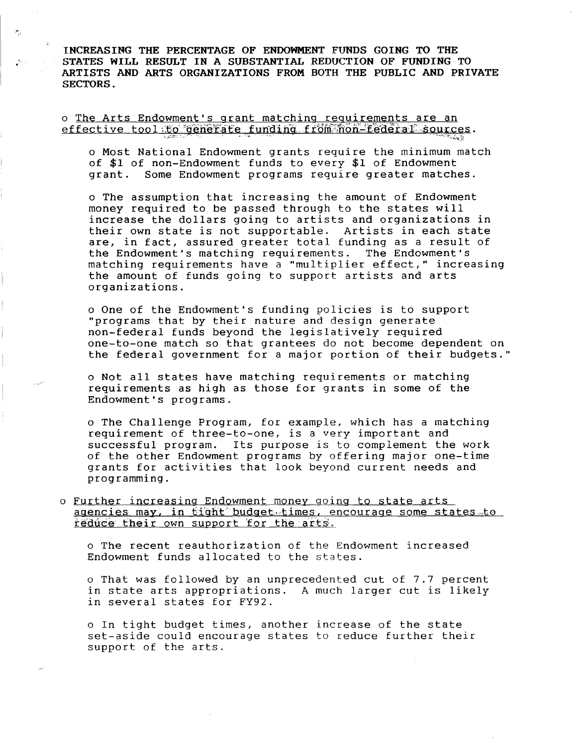**INCREASING THE PERCENTAGE OF ENDOWMENT FUNDS GOING TO THE STATES WILL RESULT IN A SUBSTANTIAL REDUCTION OF FUNDING TO ARTISTS AND ARTS ORGANIZATIONS FROM BOTH THE PUBLIC AND PRIVATE SECTORS.**

- The Arts Endowment's grant matching requirements are an effective tool to generate funding from non-federal sources.

  - Most National Endowment grants require the minimum match of $1 of non-Endowment funds to every $1 of Endowment grant. Some Endowment programs require greater matches.

  - The assumption that increasing the amount of Endowment money required to be passed through to the states will increase the dollars going to artists and organizations in their own state is not supportable. Artists in each state are, in fact, assured greater total funding as a result of the Endowment's matching requirements. The Endowment's matching requirements have a "multiplier effect," increasing the amount of funds going to support artists and arts organizations.

  - One of the Endowment's funding policies is to support "programs that by their nature and design generate non-federal funds beyond the legislatively required one-to-one match so that grantees do not become dependent on the federal government for a major portion of their budgets."

  - Not all states have matching requirements or matching requirements as high as those for grants in some of the Endowment's programs.

  - The Challenge Program, for example, which has a matching requirement of three-to-one, is a very important and successful program. Its purpose is to complement the work of the other Endowment programs by offering major one-time grants for activities that look beyond current needs and programming.

- Further increasing Endowment money going to state arts agencies may, in tight budget times, encourage some states to reduce their own support for the arts.

  - The recent reauthorization of the Endowment increased Endowment funds allocated to the states.

  - That was followed by an unprecedented cut of 7.7 percent in state arts appropriations. A much larger cut is likely in several states for FY92.

  - In tight budget times, another increase of the state set-aside could encourage states to reduce further their support of the arts.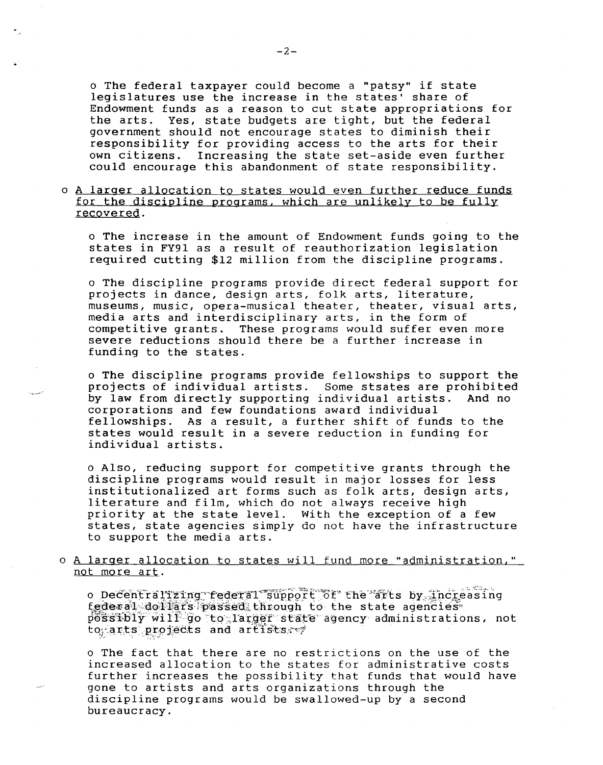o The federal taxpayer could become a "patsy" if state legislatures use the increase in the states' share of Endowment funds as a reason to cut state appropriations for the arts. Yes, state budgets are tight, but the federal government should not encourage states to diminish their responsibility for providing access to the arts for their own citizens. Increasing the state set-aside even further could encourage this abandonment of state responsibility.

o <u>A larger allocation to states would even further reduce funds for the discipline programs, which are unlikely to be fully recovered</u>.

o The increase in the amount of Endowment funds going to the states in FY91 as a result of reauthorization legislation required cutting $12 million from the discipline programs.

o The discipline programs provide direct federal support for projects in dance, design arts, folk arts, literature, museums, music, opera-musical theater, theater, visual arts, media arts and interdisciplinary arts, in the form of competitive grants. These programs would suffer even more severe reductions should there be a further increase in funding to the states.

o The discipline programs provide fellowships to support the projects of individual artists. Some stsates are prohibited by law from directly supporting individual artists. And no corporations and few foundations award individual fellowships. As a result, a further shift of funds to the states would result in a severe reduction in funding for individual artists.

o Also, reducing support for competitive grants through the discipline programs would result in major losses for less institutionalized art forms such as folk arts, design arts, literature and film, which do not always receive high priority at the state level. With the exception of a few states, state agencies simply do not have the infrastructure to support the media arts.

o <u>A larger allocation to states will fund more "administration," not more art</u>.

o Decentralizing federal support of the arts by increasing federal dollars passed through to the state agencies possibly will go to larger state agency administrations, not to arts projects and artists.

o The fact that there are no restrictions on the use of the increased allocation to the states for administrative costs further increases the possibility that funds that would have gone to artists and arts organizations through the discipline programs would be swallowed-up by a second bureaucracy.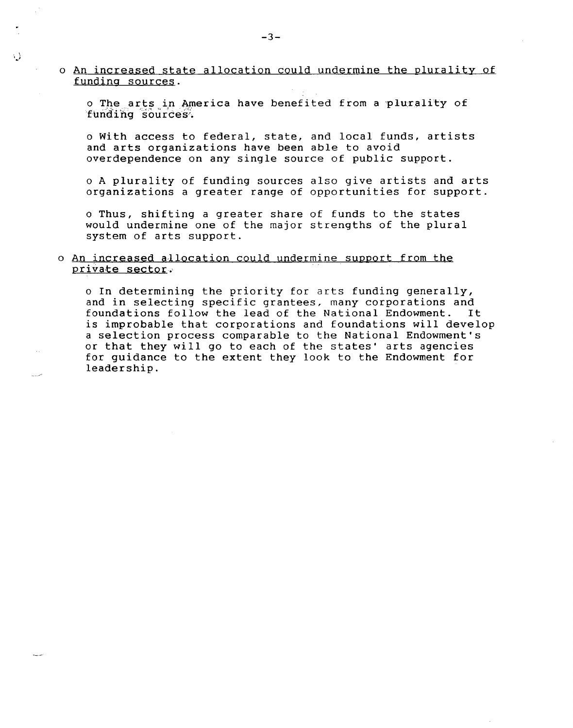- An increased state allocation could undermine the plurality of funding sources.

  - The arts in America have benefited from a plurality of funding sources.

  - With access to federal, state, and local funds, artists and arts organizations have been able to avoid overdependence on any single source of public support.

  - A plurality of funding sources also give artists and arts organizations a greater range of opportunities for support.

  - Thus, shifting a greater share of funds to the states would undermine one of the major strengths of the plural system of arts support.

- An increased allocation could undermine support from the private sector.

  - In determining the priority for arts funding generally, and in selecting specific grantees, many corporations and foundations follow the lead of the National Endowment. It is improbable that corporations and foundations will develop a selection process comparable to the National Endowment's or that they will go to each of the states' arts agencies for guidance to the extent they look to the Endowment for leadership.